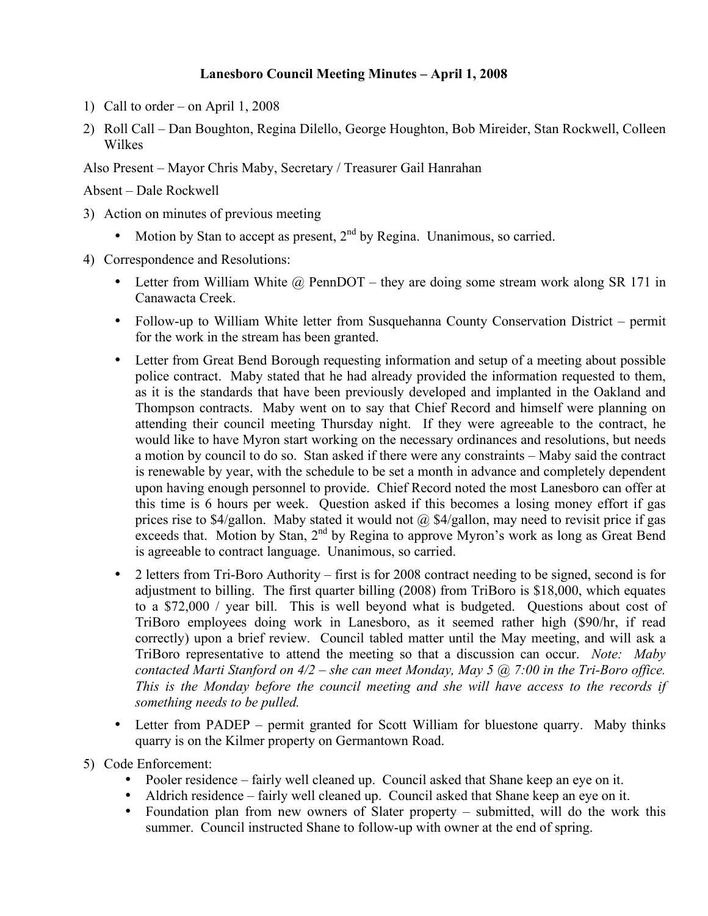# Lanesboro Council Meeting Minutes – April 1, 2008

1) Call to order – on April 1, 2008
2) Roll Call – Dan Boughton, Regina Dilello, George Houghton, Bob Mireider, Stan Rockwell, Colleen Wilkes

Also Present – Mayor Chris Maby, Secretary / Treasurer Gail Hanrahan

Absent – Dale Rockwell

3) Action on minutes of previous meeting
   - Motion by Stan to accept as present, 2nd by Regina. Unanimous, so carried.
4) Correspondence and Resolutions:
   - Letter from William White @ PennDOT – they are doing some stream work along SR 171 in Canawacta Creek.
   - Follow-up to William White letter from Susquehanna County Conservation District – permit for the work in the stream has been granted.
   - Letter from Great Bend Borough requesting information and setup of a meeting about possible police contract. Maby stated that he had already provided the information requested to them, as it is the standards that have been previously developed and implanted in the Oakland and Thompson contracts. Maby went on to say that Chief Record and himself were planning on attending their council meeting Thursday night. If they were agreeable to the contract, he would like to have Myron start working on the necessary ordinances and resolutions, but needs a motion by council to do so. Stan asked if there were any constraints – Maby said the contract is renewable by year, with the schedule to be set a month in advance and completely dependent upon having enough personnel to provide. Chief Record noted the most Lanesboro can offer at this time is 6 hours per week. Question asked if this becomes a losing money effort if gas prices rise to $4/gallon. Maby stated it would not @ $4/gallon, may need to revisit price if gas exceeds that. Motion by Stan, 2nd by Regina to approve Myron's work as long as Great Bend is agreeable to contract language. Unanimous, so carried.
   - 2 letters from Tri-Boro Authority – first is for 2008 contract needing to be signed, second is for adjustment to billing. The first quarter billing (2008) from TriBoro is $18,000, which equates to a $72,000 / year bill. This is well beyond what is budgeted. Questions about cost of TriBoro employees doing work in Lanesboro, as it seemed rather high ($90/hr, if read correctly) upon a brief review. Council tabled matter until the May meeting, and will ask a TriBoro representative to attend the meeting so that a discussion can occur. *Note: Maby contacted Marti Stanford on 4/2 – she can meet Monday, May 5 @ 7:00 in the Tri-Boro office. This is the Monday before the council meeting and she will have access to the records if something needs to be pulled.*
   - Letter from PADEP – permit granted for Scott William for bluestone quarry. Maby thinks quarry is on the Kilmer property on Germantown Road.
5) Code Enforcement:
   - Pooler residence – fairly well cleaned up. Council asked that Shane keep an eye on it.
   - Aldrich residence – fairly well cleaned up. Council asked that Shane keep an eye on it.
   - Foundation plan from new owners of Slater property – submitted, will do the work this summer. Council instructed Shane to follow-up with owner at the end of spring.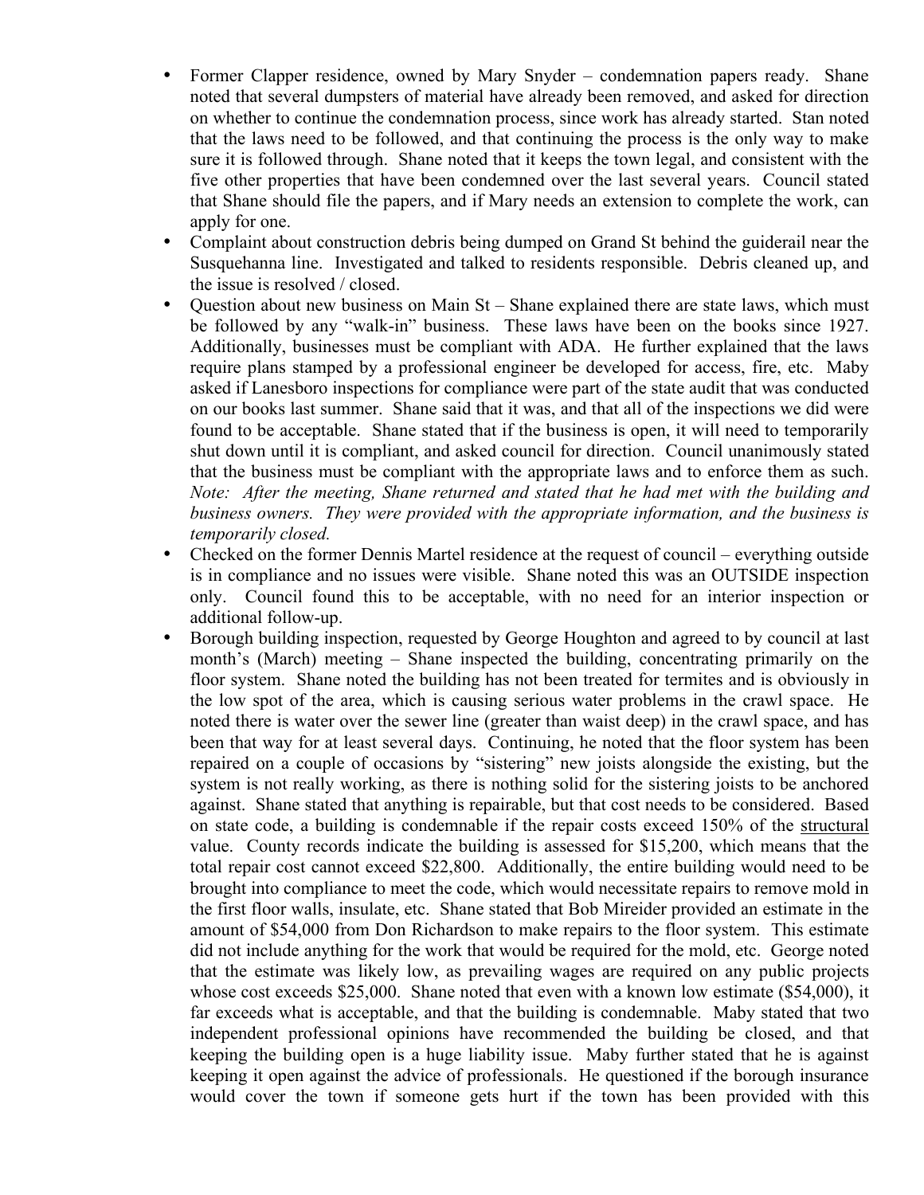- Former Clapper residence, owned by Mary Snyder – condemnation papers ready. Shane noted that several dumpsters of material have already been removed, and asked for direction on whether to continue the condemnation process, since work has already started. Stan noted that the laws need to be followed, and that continuing the process is the only way to make sure it is followed through. Shane noted that it keeps the town legal, and consistent with the five other properties that have been condemned over the last several years. Council stated that Shane should file the papers, and if Mary needs an extension to complete the work, can apply for one.
- Complaint about construction debris being dumped on Grand St behind the guiderail near the Susquehanna line. Investigated and talked to residents responsible. Debris cleaned up, and the issue is resolved / closed.
- Question about new business on Main St – Shane explained there are state laws, which must be followed by any "walk-in" business. These laws have been on the books since 1927. Additionally, businesses must be compliant with ADA. He further explained that the laws require plans stamped by a professional engineer be developed for access, fire, etc. Maby asked if Lanesboro inspections for compliance were part of the state audit that was conducted on our books last summer. Shane said that it was, and that all of the inspections we did were found to be acceptable. Shane stated that if the business is open, it will need to temporarily shut down until it is compliant, and asked council for direction. Council unanimously stated that the business must be compliant with the appropriate laws and to enforce them as such. *Note: After the meeting, Shane returned and stated that he had met with the building and business owners. They were provided with the appropriate information, and the business is temporarily closed.*
- Checked on the former Dennis Martel residence at the request of council – everything outside is in compliance and no issues were visible. Shane noted this was an OUTSIDE inspection only. Council found this to be acceptable, with no need for an interior inspection or additional follow-up.
- Borough building inspection, requested by George Houghton and agreed to by council at last month's (March) meeting – Shane inspected the building, concentrating primarily on the floor system. Shane noted the building has not been treated for termites and is obviously in the low spot of the area, which is causing serious water problems in the crawl space. He noted there is water over the sewer line (greater than waist deep) in the crawl space, and has been that way for at least several days. Continuing, he noted that the floor system has been repaired on a couple of occasions by "sistering" new joists alongside the existing, but the system is not really working, as there is nothing solid for the sistering joists to be anchored against. Shane stated that anything is repairable, but that cost needs to be considered. Based on state code, a building is condemnable if the repair costs exceed 150% of the <u>structural</u> value. County records indicate the building is assessed for $15,200, which means that the total repair cost cannot exceed $22,800. Additionally, the entire building would need to be brought into compliance to meet the code, which would necessitate repairs to remove mold in the first floor walls, insulate, etc. Shane stated that Bob Mireider provided an estimate in the amount of $54,000 from Don Richardson to make repairs to the floor system. This estimate did not include anything for the work that would be required for the mold, etc. George noted that the estimate was likely low, as prevailing wages are required on any public projects whose cost exceeds $25,000. Shane noted that even with a known low estimate ($54,000), it far exceeds what is acceptable, and that the building is condemnable. Maby stated that two independent professional opinions have recommended the building be closed, and that keeping the building open is a huge liability issue. Maby further stated that he is against keeping it open against the advice of professionals. He questioned if the borough insurance would cover the town if someone gets hurt if the town has been provided with this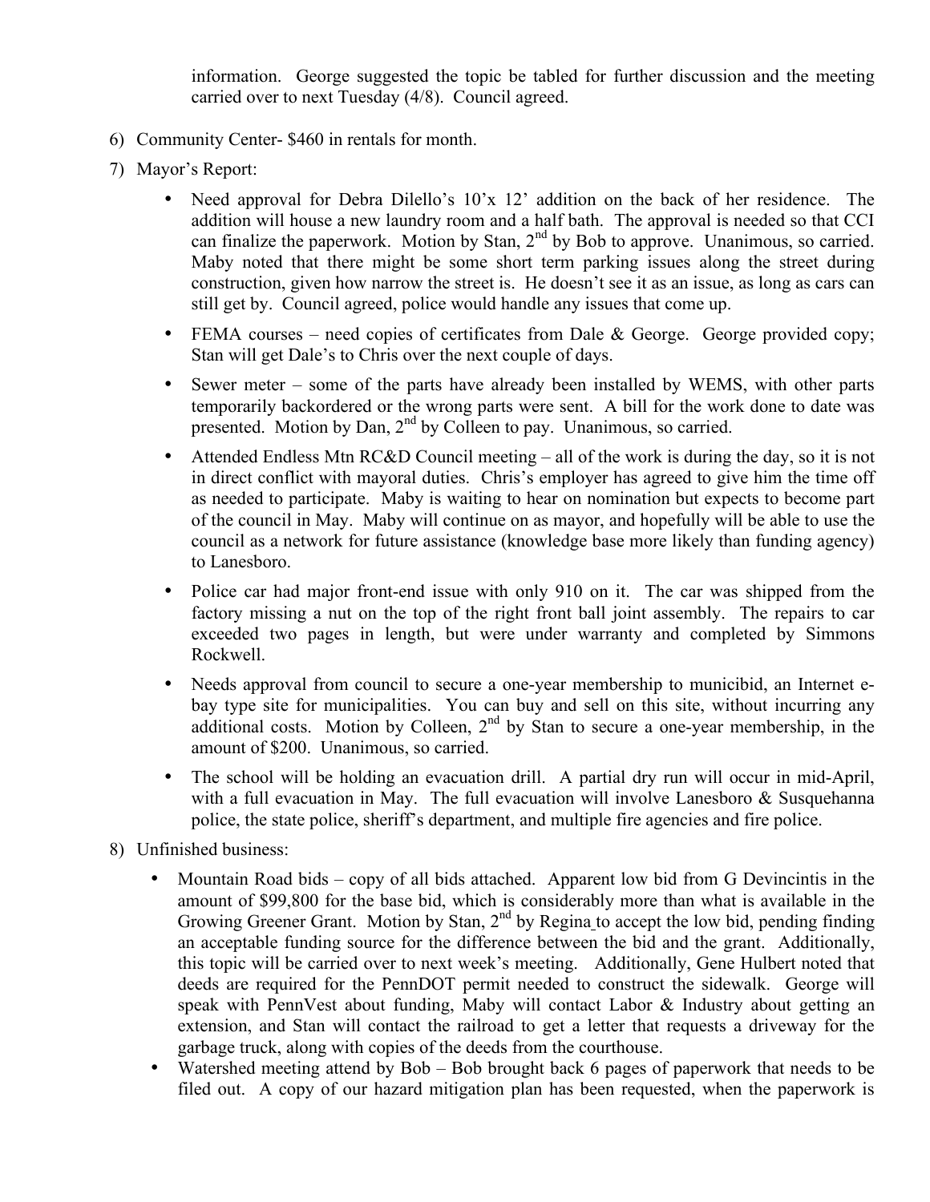information. George suggested the topic be tabled for further discussion and the meeting carried over to next Tuesday (4/8). Council agreed.

6) Community Center- $460 in rentals for month.
7) Mayor's Report:
   - Need approval for Debra Dilello's 10'x 12' addition on the back of her residence. The addition will house a new laundry room and a half bath. The approval is needed so that CCI can finalize the paperwork. Motion by Stan, 2nd by Bob to approve. Unanimous, so carried. Maby noted that there might be some short term parking issues along the street during construction, given how narrow the street is. He doesn't see it as an issue, as long as cars can still get by. Council agreed, police would handle any issues that come up.
   - FEMA courses – need copies of certificates from Dale & George. George provided copy; Stan will get Dale's to Chris over the next couple of days.
   - Sewer meter – some of the parts have already been installed by WEMS, with other parts temporarily backordered or the wrong parts were sent. A bill for the work done to date was presented. Motion by Dan, 2nd by Colleen to pay. Unanimous, so carried.
   - Attended Endless Mtn RC&D Council meeting – all of the work is during the day, so it is not in direct conflict with mayoral duties. Chris's employer has agreed to give him the time off as needed to participate. Maby is waiting to hear on nomination but expects to become part of the council in May. Maby will continue on as mayor, and hopefully will be able to use the council as a network for future assistance (knowledge base more likely than funding agency) to Lanesboro.
   - Police car had major front-end issue with only 910 on it. The car was shipped from the factory missing a nut on the top of the right front ball joint assembly. The repairs to car exceeded two pages in length, but were under warranty and completed by Simmons Rockwell.
   - Needs approval from council to secure a one-year membership to municibid, an Internet e-bay type site for municipalities. You can buy and sell on this site, without incurring any additional costs. Motion by Colleen, 2nd by Stan to secure a one-year membership, in the amount of $200. Unanimous, so carried.
   - The school will be holding an evacuation drill. A partial dry run will occur in mid-April, with a full evacuation in May. The full evacuation will involve Lanesboro & Susquehanna police, the state police, sheriff's department, and multiple fire agencies and fire police.
8) Unfinished business:
   - Mountain Road bids – copy of all bids attached. Apparent low bid from G Devincintis in the amount of $99,800 for the base bid, which is considerably more than what is available in the Growing Greener Grant. Motion by Stan, 2nd by Regina to accept the low bid, pending finding an acceptable funding source for the difference between the bid and the grant. Additionally, this topic will be carried over to next week's meeting. Additionally, Gene Hulbert noted that deeds are required for the PennDOT permit needed to construct the sidewalk. George will speak with PennVest about funding, Maby will contact Labor & Industry about getting an extension, and Stan will contact the railroad to get a letter that requests a driveway for the garbage truck, along with copies of the deeds from the courthouse.
   - Watershed meeting attend by Bob – Bob brought back 6 pages of paperwork that needs to be filed out. A copy of our hazard mitigation plan has been requested, when the paperwork is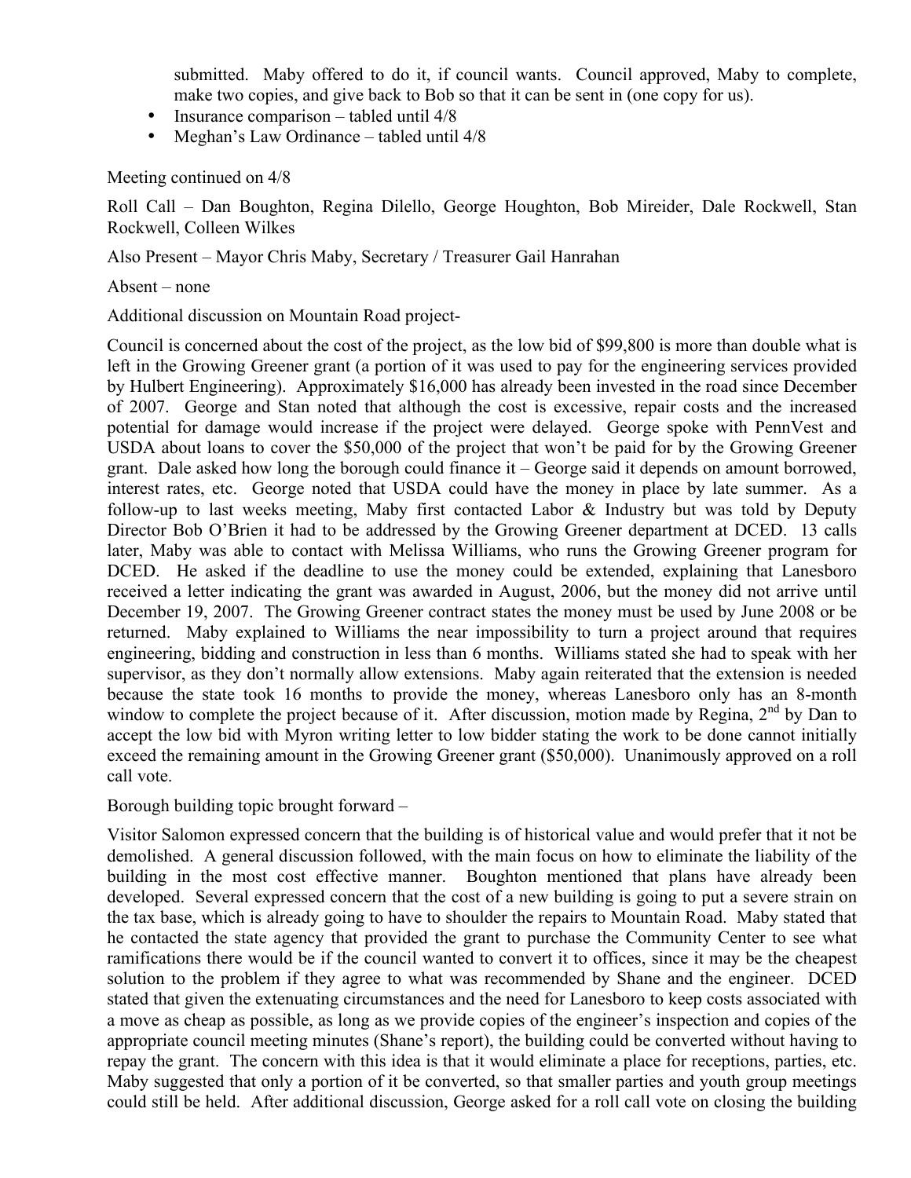submitted. Maby offered to do it, if council wants. Council approved, Maby to complete, make two copies, and give back to Bob so that it can be sent in (one copy for us).

- Insurance comparison – tabled until 4/8
- Meghan's Law Ordinance – tabled until 4/8

Meeting continued on 4/8

Roll Call – Dan Boughton, Regina Dilello, George Houghton, Bob Mireider, Dale Rockwell, Stan Rockwell, Colleen Wilkes

Also Present – Mayor Chris Maby, Secretary / Treasurer Gail Hanrahan

Absent – none

Additional discussion on Mountain Road project-

Council is concerned about the cost of the project, as the low bid of $99,800 is more than double what is left in the Growing Greener grant (a portion of it was used to pay for the engineering services provided by Hulbert Engineering). Approximately $16,000 has already been invested in the road since December of 2007. George and Stan noted that although the cost is excessive, repair costs and the increased potential for damage would increase if the project were delayed. George spoke with PennVest and USDA about loans to cover the $50,000 of the project that won't be paid for by the Growing Greener grant. Dale asked how long the borough could finance it – George said it depends on amount borrowed, interest rates, etc. George noted that USDA could have the money in place by late summer. As a follow-up to last weeks meeting, Maby first contacted Labor & Industry but was told by Deputy Director Bob O'Brien it had to be addressed by the Growing Greener department at DCED. 13 calls later, Maby was able to contact with Melissa Williams, who runs the Growing Greener program for DCED. He asked if the deadline to use the money could be extended, explaining that Lanesboro received a letter indicating the grant was awarded in August, 2006, but the money did not arrive until December 19, 2007. The Growing Greener contract states the money must be used by June 2008 or be returned. Maby explained to Williams the near impossibility to turn a project around that requires engineering, bidding and construction in less than 6 months. Williams stated she had to speak with her supervisor, as they don't normally allow extensions. Maby again reiterated that the extension is needed because the state took 16 months to provide the money, whereas Lanesboro only has an 8-month window to complete the project because of it. After discussion, motion made by Regina, 2nd by Dan to accept the low bid with Myron writing letter to low bidder stating the work to be done cannot initially exceed the remaining amount in the Growing Greener grant ($50,000). Unanimously approved on a roll call vote.

Borough building topic brought forward –

Visitor Salomon expressed concern that the building is of historical value and would prefer that it not be demolished. A general discussion followed, with the main focus on how to eliminate the liability of the building in the most cost effective manner. Boughton mentioned that plans have already been developed. Several expressed concern that the cost of a new building is going to put a severe strain on the tax base, which is already going to have to shoulder the repairs to Mountain Road. Maby stated that he contacted the state agency that provided the grant to purchase the Community Center to see what ramifications there would be if the council wanted to convert it to offices, since it may be the cheapest solution to the problem if they agree to what was recommended by Shane and the engineer. DCED stated that given the extenuating circumstances and the need for Lanesboro to keep costs associated with a move as cheap as possible, as long as we provide copies of the engineer's inspection and copies of the appropriate council meeting minutes (Shane's report), the building could be converted without having to repay the grant. The concern with this idea is that it would eliminate a place for receptions, parties, etc. Maby suggested that only a portion of it be converted, so that smaller parties and youth group meetings could still be held. After additional discussion, George asked for a roll call vote on closing the building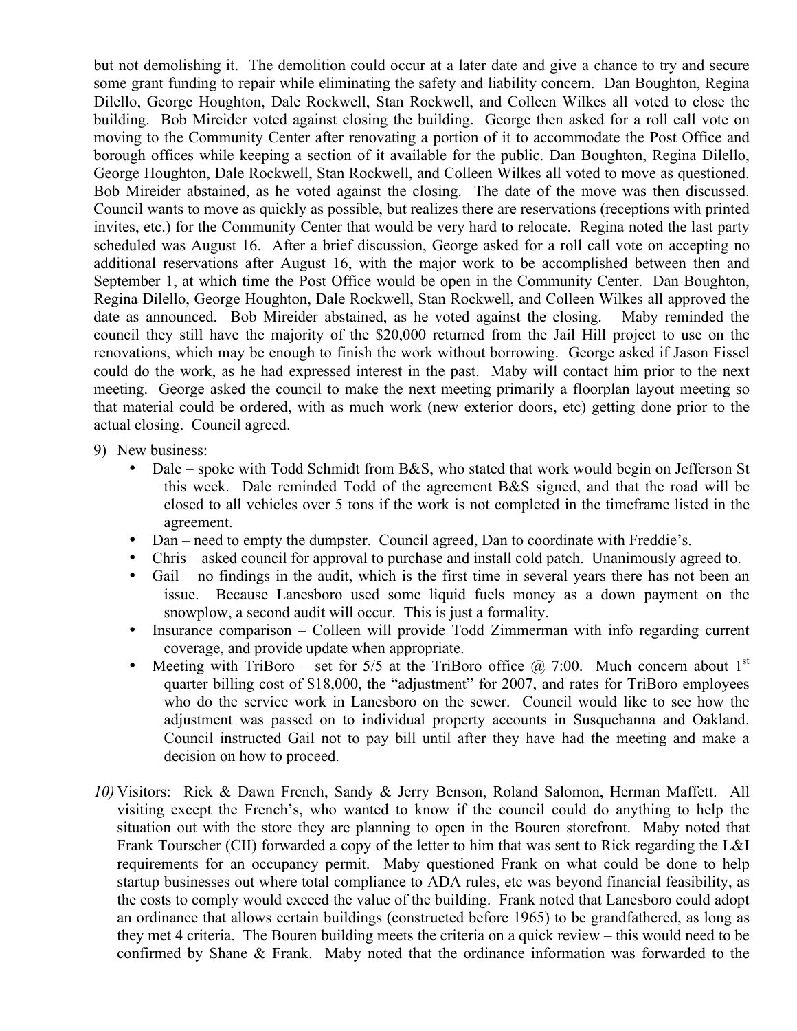but not demolishing it. The demolition could occur at a later date and give a chance to try and secure some grant funding to repair while eliminating the safety and liability concern. Dan Boughton, Regina Dilello, George Houghton, Dale Rockwell, Stan Rockwell, and Colleen Wilkes all voted to close the building. Bob Mireider voted against closing the building. George then asked for a roll call vote on moving to the Community Center after renovating a portion of it to accommodate the Post Office and borough offices while keeping a section of it available for the public. Dan Boughton, Regina Dilello, George Houghton, Dale Rockwell, Stan Rockwell, and Colleen Wilkes all voted to move as questioned. Bob Mireider abstained, as he voted against the closing. The date of the move was then discussed. Council wants to move as quickly as possible, but realizes there are reservations (receptions with printed invites, etc.) for the Community Center that would be very hard to relocate. Regina noted the last party scheduled was August 16. After a brief discussion, George asked for a roll call vote on accepting no additional reservations after August 16, with the major work to be accomplished between then and September 1, at which time the Post Office would be open in the Community Center. Dan Boughton, Regina Dilello, George Houghton, Dale Rockwell, Stan Rockwell, and Colleen Wilkes all approved the date as announced. Bob Mireider abstained, as he voted against the closing. Maby reminded the council they still have the majority of the $20,000 returned from the Jail Hill project to use on the renovations, which may be enough to finish the work without borrowing. George asked if Jason Fissel could do the work, as he had expressed interest in the past. Maby will contact him prior to the next meeting. George asked the council to make the next meeting primarily a floorplan layout meeting so that material could be ordered, with as much work (new exterior doors, etc) getting done prior to the actual closing. Council agreed.

9) New business:
   - Dale – spoke with Todd Schmidt from B&S, who stated that work would begin on Jefferson St this week. Dale reminded Todd of the agreement B&S signed, and that the road will be closed to all vehicles over 5 tons if the work is not completed in the timeframe listed in the agreement.
   - Dan – need to empty the dumpster. Council agreed, Dan to coordinate with Freddie's.
   - Chris – asked council for approval to purchase and install cold patch. Unanimously agreed to.
   - Gail – no findings in the audit, which is the first time in several years there has not been an issue. Because Lanesboro used some liquid fuels money as a down payment on the snowplow, a second audit will occur. This is just a formality.
   - Insurance comparison – Colleen will provide Todd Zimmerman with info regarding current coverage, and provide update when appropriate.
   - Meeting with TriBoro – set for 5/5 at the TriBoro office @ 7:00. Much concern about 1st quarter billing cost of $18,000, the "adjustment" for 2007, and rates for TriBoro employees who do the service work in Lanesboro on the sewer. Council would like to see how the adjustment was passed on to individual property accounts in Susquehanna and Oakland. Council instructed Gail not to pay bill until after they have had the meeting and make a decision on how to proceed.

10) Visitors: Rick & Dawn French, Sandy & Jerry Benson, Roland Salomon, Herman Maffett. All visiting except the French's, who wanted to know if the council could do anything to help the situation out with the store they are planning to open in the Bouren storefront. Maby noted that Frank Tourscher (CII) forwarded a copy of the letter to him that was sent to Rick regarding the L&I requirements for an occupancy permit. Maby questioned Frank on what could be done to help startup businesses out where total compliance to ADA rules, etc was beyond financial feasibility, as the costs to comply would exceed the value of the building. Frank noted that Lanesboro could adopt an ordinance that allows certain buildings (constructed before 1965) to be grandfathered, as long as they met 4 criteria. The Bouren building meets the criteria on a quick review – this would need to be confirmed by Shane & Frank. Maby noted that the ordinance information was forwarded to the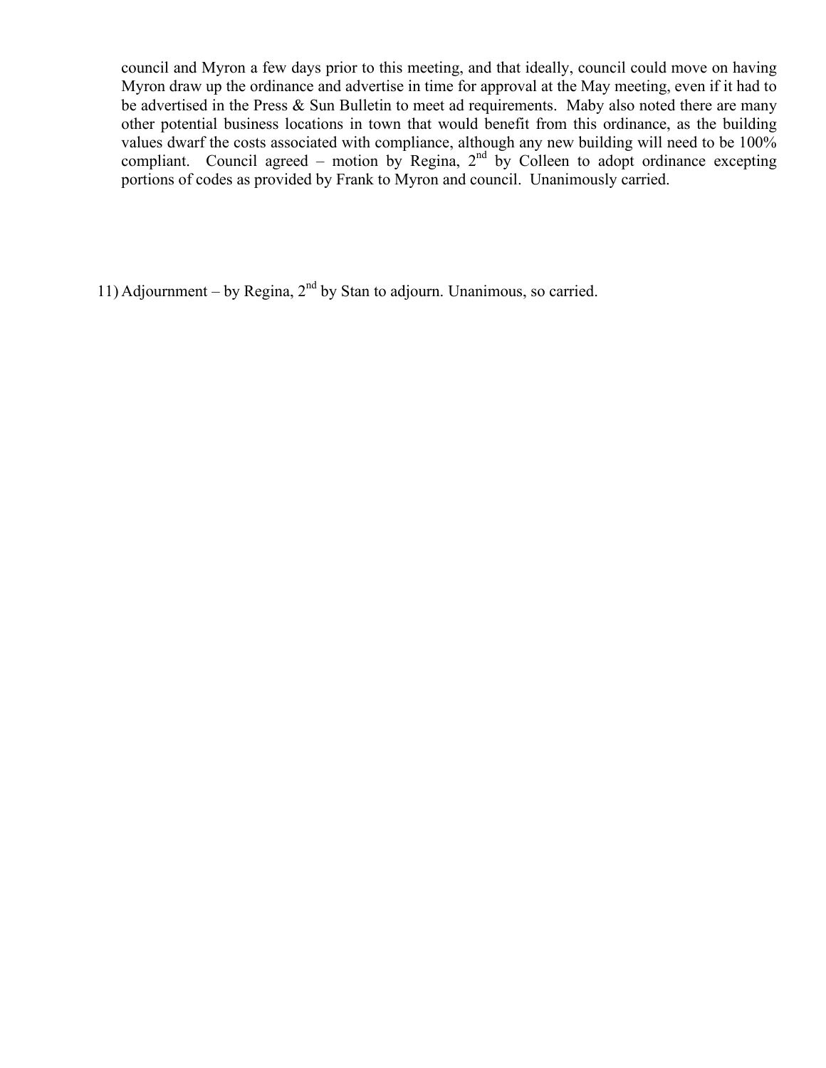council and Myron a few days prior to this meeting, and that ideally, council could move on having Myron draw up the ordinance and advertise in time for approval at the May meeting, even if it had to be advertised in the Press & Sun Bulletin to meet ad requirements. Maby also noted there are many other potential business locations in town that would benefit from this ordinance, as the building values dwarf the costs associated with compliance, although any new building will need to be 100% compliant. Council agreed – motion by Regina, 2nd by Colleen to adopt ordinance excepting portions of codes as provided by Frank to Myron and council. Unanimously carried.

11) Adjournment – by Regina, 2nd by Stan to adjourn. Unanimous, so carried.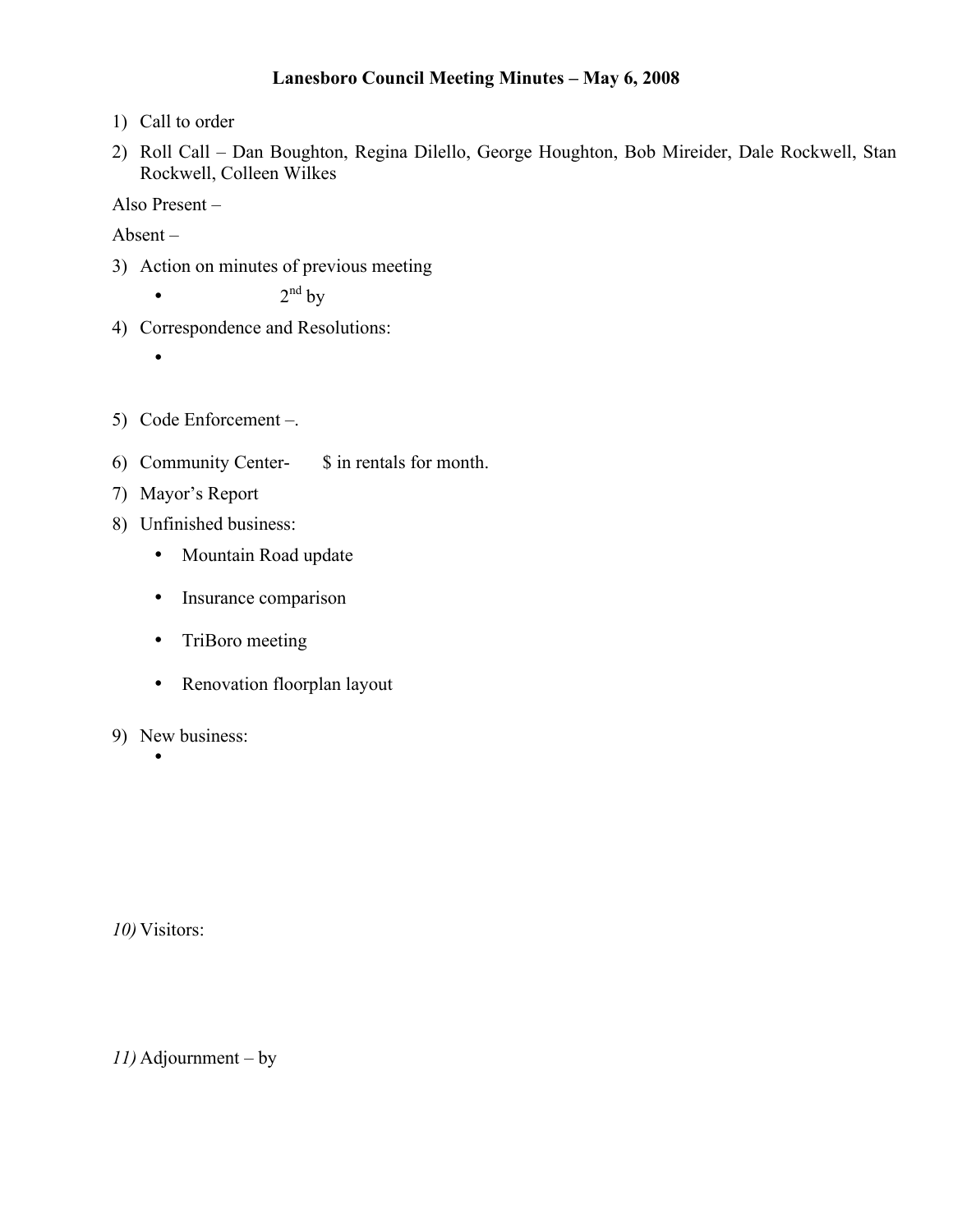**Lanesboro Council Meeting Minutes – May 6, 2008**

1) Call to order
2) Roll Call – Dan Boughton, Regina Dilello, George Houghton, Bob Mireider, Dale Rockwell, Stan Rockwell, Colleen Wilkes

Also Present –

Absent –

3) Action on minutes of previous meeting
   - 2nd by
4) Correspondence and Resolutions:
   -
5) Code Enforcement –.
6) Community Center- $ in rentals for month.
7) Mayor's Report
8) Unfinished business:
   - Mountain Road update
   - Insurance comparison
   - TriBoro meeting
   - Renovation floorplan layout
9) New business:
   -

*10)* Visitors:

*11)* Adjournment – by